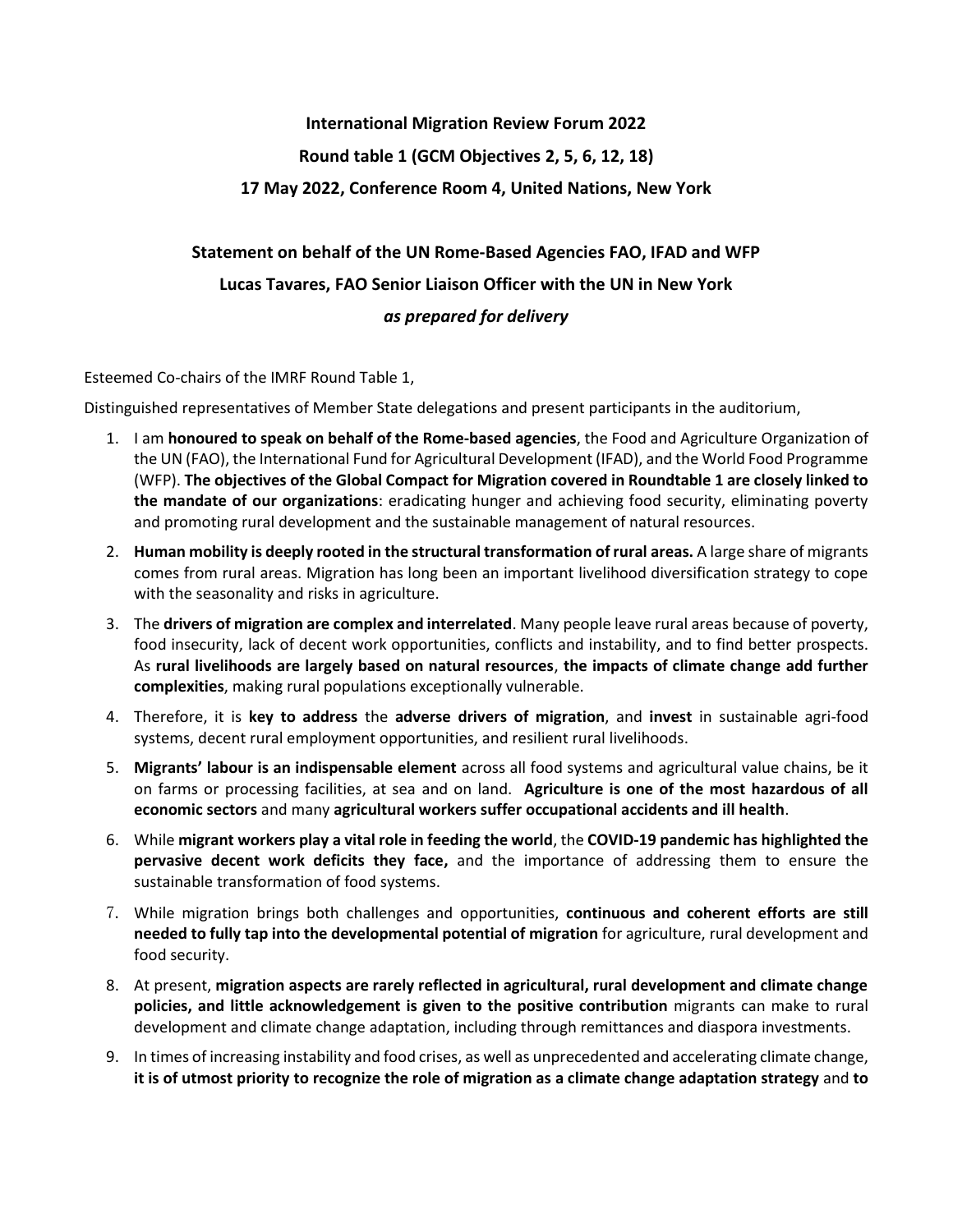**International Migration Review Forum 2022**

**Round table 1 (GCM Objectives 2, 5, 6, 12, 18)**

**17 May 2022, Conference Room 4, United Nations, New York**

**Statement on behalf of the UN Rome-Based Agencies FAO, IFAD and WFP**

**Lucas Tavares, FAO Senior Liaison Officer with the UN in New York**

***as prepared for delivery***

Esteemed Co-chairs of the IMRF Round Table 1,

Distinguished representatives of Member State delegations and present participants in the auditorium,

1. I am **honoured to speak on behalf of the Rome-based agencies**, the Food and Agriculture Organization of the UN (FAO), the International Fund for Agricultural Development (IFAD), and the World Food Programme (WFP). **The objectives of the Global Compact for Migration covered in Roundtable 1 are closely linked to the mandate of our organizations**: eradicating hunger and achieving food security, eliminating poverty and promoting rural development and the sustainable management of natural resources.
2. **Human mobility is deeply rooted in the structural transformation of rural areas.** A large share of migrants comes from rural areas. Migration has long been an important livelihood diversification strategy to cope with the seasonality and risks in agriculture.
3. The **drivers of migration are complex and interrelated**. Many people leave rural areas because of poverty, food insecurity, lack of decent work opportunities, conflicts and instability, and to find better prospects. As **rural livelihoods are largely based on natural resources**, **the impacts of climate change add further complexities**, making rural populations exceptionally vulnerable.
4. Therefore, it is **key to address** the **adverse drivers of migration**, and **invest** in sustainable agri-food systems, decent rural employment opportunities, and resilient rural livelihoods.
5. **Migrants' labour is an indispensable element** across all food systems and agricultural value chains, be it on farms or processing facilities, at sea and on land. **Agriculture is one of the most hazardous of all economic sectors** and many **agricultural workers suffer occupational accidents and ill health**.
6. While **migrant workers play a vital role in feeding the world**, the **COVID-19 pandemic has highlighted the pervasive decent work deficits they face,** and the importance of addressing them to ensure the sustainable transformation of food systems.
7. While migration brings both challenges and opportunities, **continuous and coherent efforts are still needed to fully tap into the developmental potential of migration** for agriculture, rural development and food security.
8. At present, **migration aspects are rarely reflected in agricultural, rural development and climate change policies, and little acknowledgement is given to the positive contribution** migrants can make to rural development and climate change adaptation, including through remittances and diaspora investments.
9. In times of increasing instability and food crises, as well as unprecedented and accelerating climate change, **it is of utmost priority to recognize the role of migration as a climate change adaptation strategy** and **to**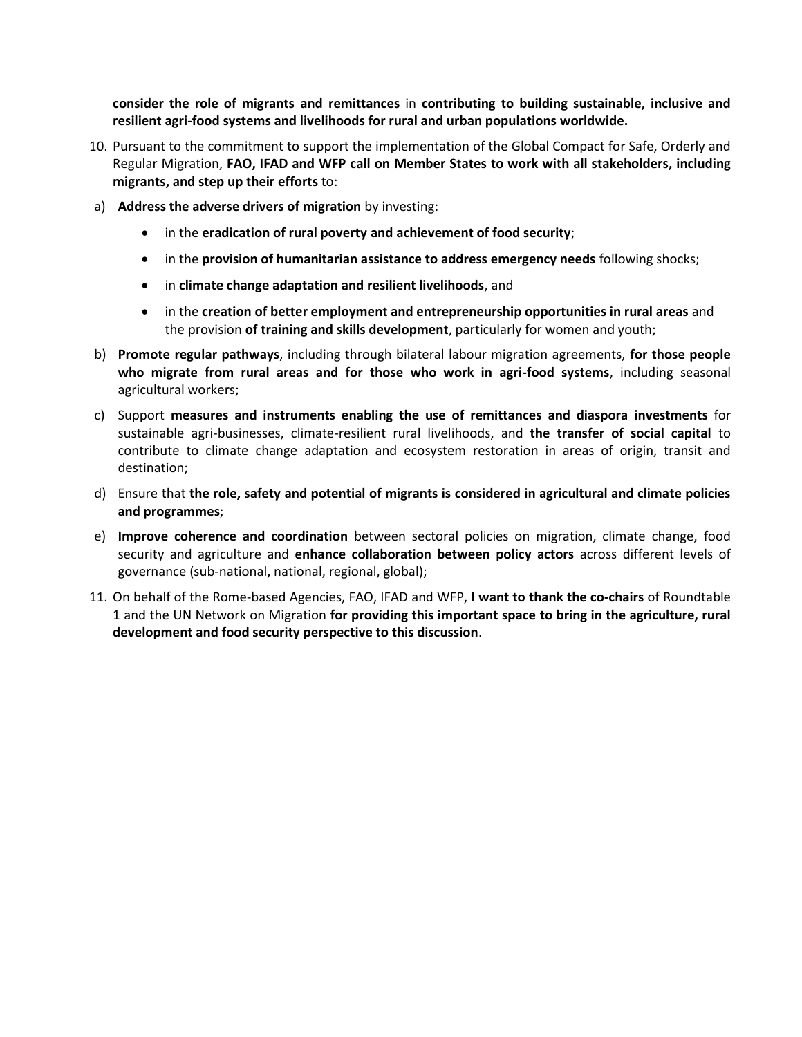**consider the role of migrants and remittances** in **contributing to building sustainable, inclusive and resilient agri-food systems and livelihoods for rural and urban populations worldwide.**

10. Pursuant to the commitment to support the implementation of the Global Compact for Safe, Orderly and Regular Migration, **FAO, IFAD and WFP call on Member States to work with all stakeholders, including migrants, and step up their efforts** to:

a) **Address the adverse drivers of migration** by investing:

- in the **eradication of rural poverty and achievement of food security**;
- in the **provision of humanitarian assistance to address emergency needs** following shocks;
- in **climate change adaptation and resilient livelihoods**, and
- in the **creation of better employment and entrepreneurship opportunities in rural areas** and the provision **of training and skills development**, particularly for women and youth;

b) **Promote regular pathways**, including through bilateral labour migration agreements, **for those people who migrate from rural areas and for those who work in agri-food systems**, including seasonal agricultural workers;

c) Support **measures and instruments enabling the use of remittances and diaspora investments** for sustainable agri-businesses, climate-resilient rural livelihoods, and **the transfer of social capital** to contribute to climate change adaptation and ecosystem restoration in areas of origin, transit and destination;

d) Ensure that **the role, safety and potential of migrants is considered in agricultural and climate policies and programmes**;

e) **Improve coherence and coordination** between sectoral policies on migration, climate change, food security and agriculture and **enhance collaboration between policy actors** across different levels of governance (sub-national, national, regional, global);

11. On behalf of the Rome-based Agencies, FAO, IFAD and WFP, **I want to thank the co-chairs** of Roundtable 1 and the UN Network on Migration **for providing this important space to bring in the agriculture, rural development and food security perspective to this discussion**.